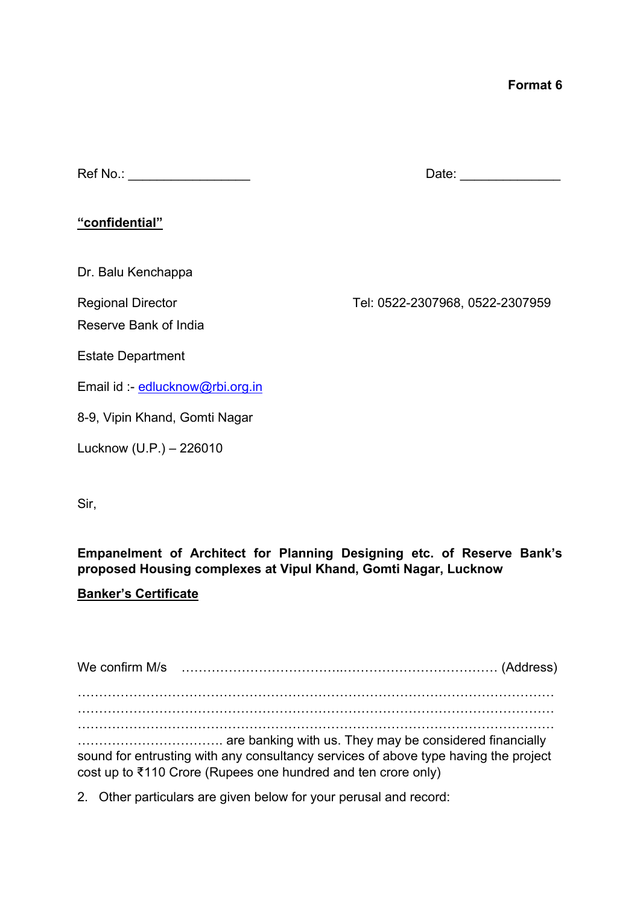**Format 6**

Ref No.: ________________ Date: _____________

**<u>“confidential”</u>**

Dr. Balu Kenchappa

Regional Director

Reserve Bank of India

Estate Department

Email id :- edlucknow@rbi.org.in

8-9, Vipin Khand, Gomti Nagar

Lucknow (U.P.) – 226010

Tel: 0522-2307968, 0522-2307959

Sir,

**Empanelment of Architect for Planning Designing etc. of Reserve Bank’s proposed Housing complexes at Vipul Khand, Gomti Nagar, Lucknow**

**<u>Banker’s Certificate</u>**

We confirm M/s ……………………………..……………………………… (Address) ……………………………………………………………………………………………… ……………………………………………………………………………………………… ……………………………………………………………………………………………… ……………………………. are banking with us. They may be considered financially sound for entrusting with any consultancy services of above type having the project cost up to ₹110 Crore (Rupees one hundred and ten crore only)

2. Other particulars are given below for your perusal and record: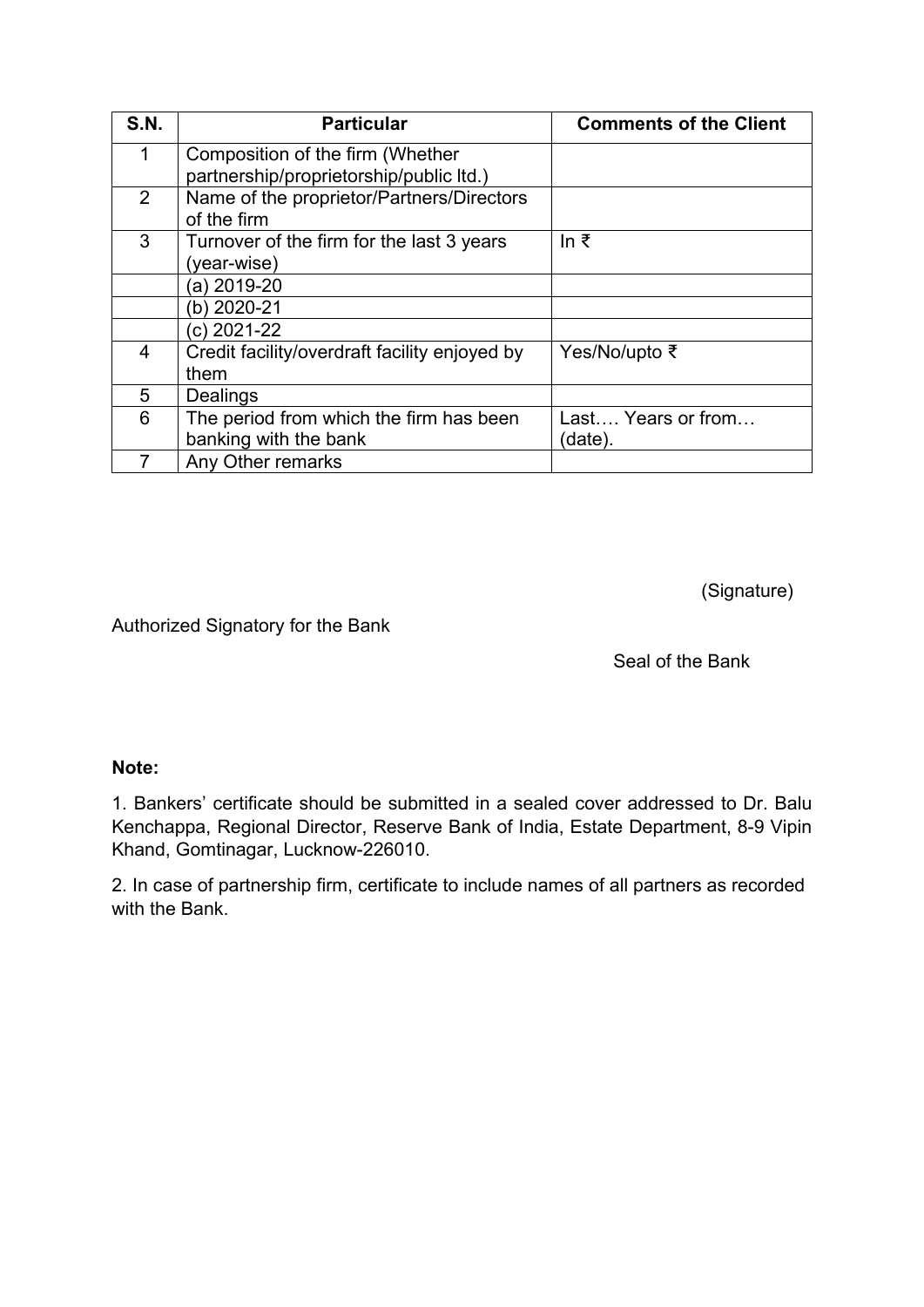| S.N. | Particular | Comments of the Client |
|---|---|---|
| 1 | Composition of the firm (Whether partnership/proprietorship/public ltd.) | |
| 2 | Name of the proprietor/Partners/Directors of the firm | |
| 3 | Turnover of the firm for the last 3 years (year-wise) | In ₹ |
| | (a) 2019-20 | |
| | (b) 2020-21 | |
| | (c) 2021-22 | |
| 4 | Credit facility/overdraft facility enjoyed by them | Yes/No/upto ₹ |
| 5 | Dealings | |
| 6 | The period from which the firm has been banking with the bank | Last…. Years or from… (date). |
| 7 | Any Other remarks | |

(Signature)

Authorized Signatory for the Bank

Seal of the Bank

**Note:**

1. Bankers' certificate should be submitted in a sealed cover addressed to Dr. Balu Kenchappa, Regional Director, Reserve Bank of India, Estate Department, 8-9 Vipin Khand, Gomtinagar, Lucknow-226010.

2. In case of partnership firm, certificate to include names of all partners as recorded with the Bank.